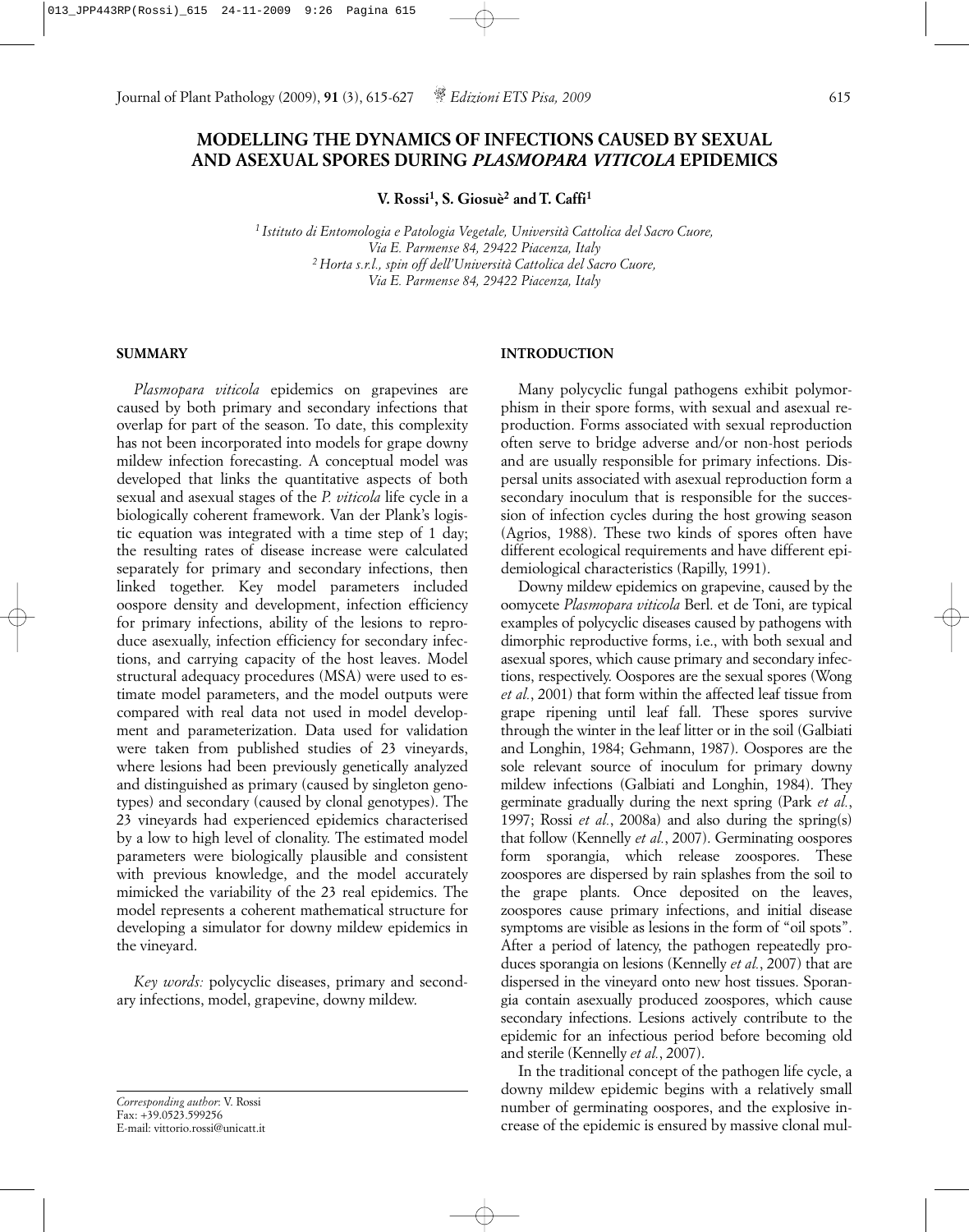# MODELLING THE DYNAMICS OF INFECTIONS CAUSED BY SEXUAL AND ASEXUAL SPORES DURING *PLASMOPARA VITICOLA* EPIDEMICS

**V. Rossi[1], S. Giosuè[2] and T. Caffi[1]**

*[1] Istituto di Entomologia e Patologia Vegetale, Università Cattolica del Sacro Cuore, Via E. Parmense 84, 29422 Piacenza, Italy*
*[2] Horta s.r.l., spin off dell'Università Cattolica del Sacro Cuore, Via E. Parmense 84, 29422 Piacenza, Italy*

## SUMMARY

*Plasmopara viticola* epidemics on grapevines are caused by both primary and secondary infections that overlap for part of the season. To date, this complexity has not been incorporated into models for grape downy mildew infection forecasting. A conceptual model was developed that links the quantitative aspects of both sexual and asexual stages of the *P. viticola* life cycle in a biologically coherent framework. Van der Plank's logistic equation was integrated with a time step of 1 day; the resulting rates of disease increase were calculated separately for primary and secondary infections, then linked together. Key model parameters included oospore density and development, infection efficiency for primary infections, ability of the lesions to reproduce asexually, infection efficiency for secondary infections, and carrying capacity of the host leaves. Model structural adequacy procedures (MSA) were used to estimate model parameters, and the model outputs were compared with real data not used in model development and parameterization. Data used for validation were taken from published studies of 23 vineyards, where lesions had been previously genetically analyzed and distinguished as primary (caused by singleton genotypes) and secondary (caused by clonal genotypes). The 23 vineyards had experienced epidemics characterised by a low to high level of clonality. The estimated model parameters were biologically plausible and consistent with previous knowledge, and the model accurately mimicked the variability of the 23 real epidemics. The model represents a coherent mathematical structure for developing a simulator for downy mildew epidemics in the vineyard.

*Key words:* polycyclic diseases, primary and secondary infections, model, grapevine, downy mildew.

*Corresponding author*: V. Rossi
Fax: +39.0523.599256
E-mail: vittorio.rossi@unicatt.it

## INTRODUCTION

Many polycyclic fungal pathogens exhibit polymorphism in their spore forms, with sexual and asexual reproduction. Forms associated with sexual reproduction often serve to bridge adverse and/or non-host periods and are usually responsible for primary infections. Dispersal units associated with asexual reproduction form a secondary inoculum that is responsible for the succession of infection cycles during the host growing season (Agrios, 1988). These two kinds of spores often have different ecological requirements and have different epidemiological characteristics (Rapilly, 1991).

Downy mildew epidemics on grapevine, caused by the oomycete *Plasmopara viticola* Berl. et de Toni, are typical examples of polycyclic diseases caused by pathogens with dimorphic reproductive forms, i.e., with both sexual and asexual spores, which cause primary and secondary infections, respectively. Oospores are the sexual spores (Wong *et al.*, 2001) that form within the affected leaf tissue from grape ripening until leaf fall. These spores survive through the winter in the leaf litter or in the soil (Galbiati and Longhin, 1984; Gehmann, 1987). Oospores are the sole relevant source of inoculum for primary downy mildew infections (Galbiati and Longhin, 1984). They germinate gradually during the next spring (Park *et al.*, 1997; Rossi *et al.*, 2008a) and also during the spring(s) that follow (Kennelly *et al.*, 2007). Germinating oospores form sporangia, which release zoospores. These zoospores are dispersed by rain splashes from the soil to the grape plants. Once deposited on the leaves, zoospores cause primary infections, and initial disease symptoms are visible as lesions in the form of "oil spots". After a period of latency, the pathogen repeatedly produces sporangia on lesions (Kennelly *et al.*, 2007) that are dispersed in the vineyard onto new host tissues. Sporangia contain asexually produced zoospores, which cause secondary infections. Lesions actively contribute to the epidemic for an infectious period before becoming old and sterile (Kennelly *et al.*, 2007).

In the traditional concept of the pathogen life cycle, a downy mildew epidemic begins with a relatively small number of germinating oospores, and the explosive increase of the epidemic is ensured by massive clonal mul-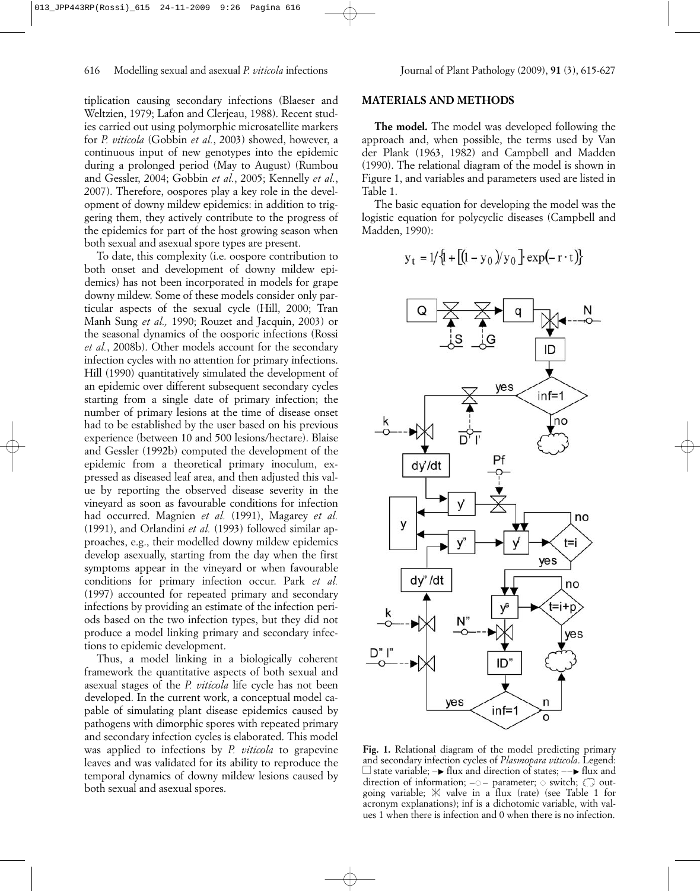tiplication causing secondary infections (Blaeser and Weltzien, 1979; Lafon and Clerjeau, 1988). Recent studies carried out using polymorphic microsatellite markers for *P. viticola* (Gobbin *et al.*, 2003) showed, however, a continuous input of new genotypes into the epidemic during a prolonged period (May to August) (Rumbou and Gessler, 2004; Gobbin *et al.*, 2005; Kennelly *et al.*, 2007). Therefore, oospores play a key role in the development of downy mildew epidemics: in addition to triggering them, they actively contribute to the progress of the epidemics for part of the host growing season when both sexual and asexual spore types are present.

To date, this complexity (i.e. oospore contribution to both onset and development of downy mildew epidemics) has not been incorporated in models for grape downy mildew. Some of these models consider only particular aspects of the sexual cycle (Hill, 2000; Tran Manh Sung *et al.,* 1990; Rouzet and Jacquin, 2003) or the seasonal dynamics of the oosporic infections (Rossi *et al.*, 2008b). Other models account for the secondary infection cycles with no attention for primary infections. Hill (1990) quantitatively simulated the development of an epidemic over different subsequent secondary cycles starting from a single date of primary infection; the number of primary lesions at the time of disease onset had to be established by the user based on his previous experience (between 10 and 500 lesions/hectare). Blaise and Gessler (1992b) computed the development of the epidemic from a theoretical primary inoculum, expressed as diseased leaf area, and then adjusted this value by reporting the observed disease severity in the vineyard as soon as favourable conditions for infection had occurred. Magnien *et al.* (1991), Magarey *et al.* (1991), and Orlandini *et al.* (1993) followed similar approaches, e.g., their modelled downy mildew epidemics develop asexually, starting from the day when the first symptoms appear in the vineyard or when favourable conditions for primary infection occur. Park *et al.* (1997) accounted for repeated primary and secondary infections by providing an estimate of the infection periods based on the two infection types, but they did not produce a model linking primary and secondary infections to epidemic development.

Thus, a model linking in a biologically coherent framework the quantitative aspects of both sexual and asexual stages of the *P. viticola* life cycle has not been developed. In the current work, a conceptual model capable of simulating plant disease epidemics caused by pathogens with dimorphic spores with repeated primary and secondary infection cycles is elaborated. This model was applied to infections by *P. viticola* to grapevine leaves and was validated for its ability to reproduce the temporal dynamics of downy mildew lesions caused by both sexual and asexual spores.

## MATERIALS AND METHODS

**The model.** The model was developed following the approach and, when possible, the terms used by Van der Plank (1963, 1982) and Campbell and Madden (1990). The relational diagram of the model is shown in Figure 1, and variables and parameters used are listed in Table 1.

The basic equation for developing the model was the logistic equation for polycyclic diseases (Campbell and Madden, 1990):

$$y_t = 1/\{1 + [(1 - y_0)/y_0] \cdot \exp(-r \cdot t)\}$$

**Fig. 1.** Relational diagram of the model predicting primary and secondary infection cycles of *Plasmopara viticola*. Legend: □ state variable; –► flux and direction of states; ––► flux and direction of information; –○– parameter; ◇ switch; ☁ outgoing variable; ⋈ valve in a flux (rate) (see Table 1 for acronym explanations); inf is a dichotomic variable, with values 1 when there is infection and 0 when there is no infection.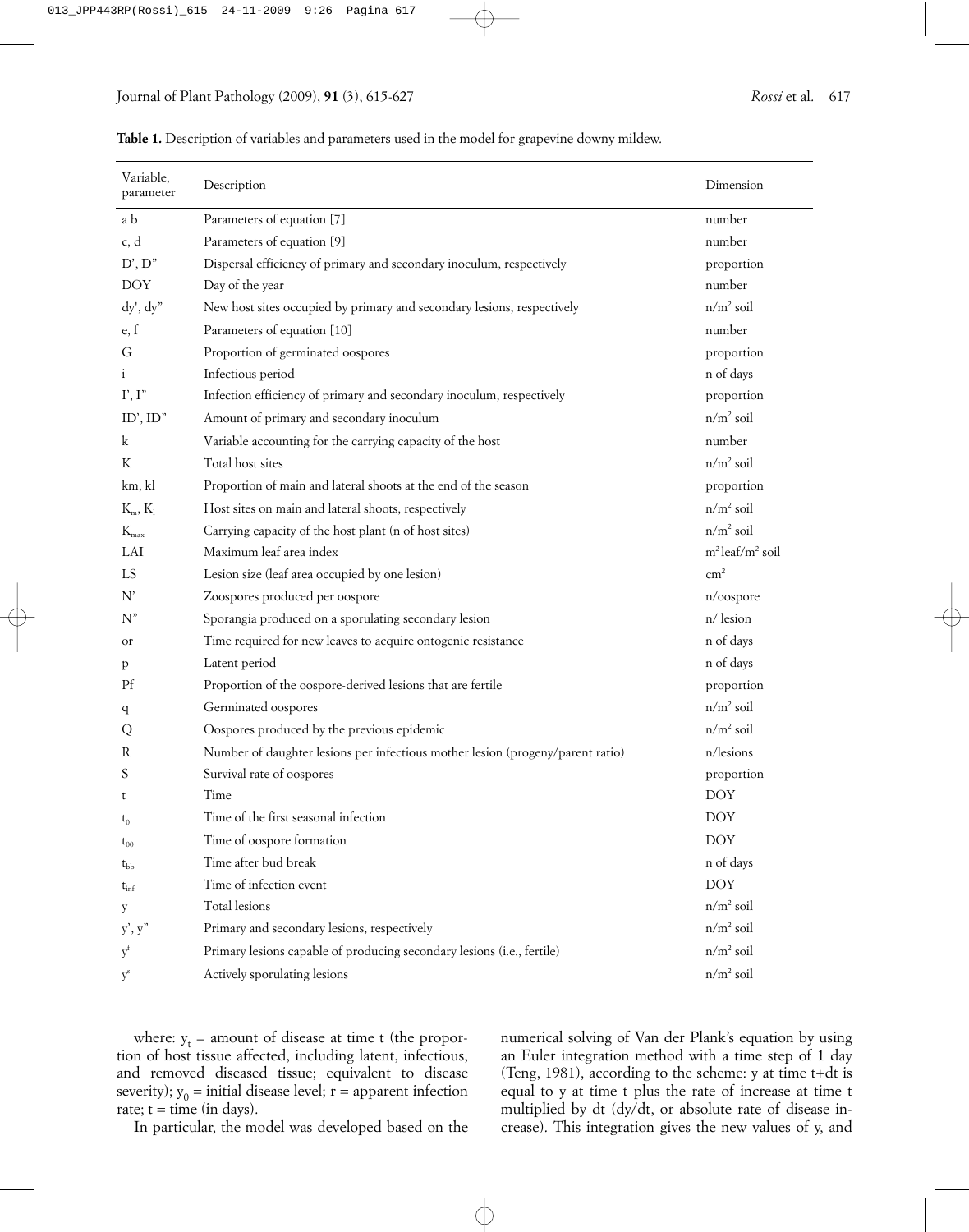**Table 1.** Description of variables and parameters used in the model for grapevine downy mildew.

| Variable, parameter | Description | Dimension |
|---|---|---|
| a b | Parameters of equation [7] | number |
| c, d | Parameters of equation [9] | number |
| D', D" | Dispersal efficiency of primary and secondary inoculum, respectively | proportion |
| DOY | Day of the year | number |
| dy', dy" | New host sites occupied by primary and secondary lesions, respectively | n/m$^2$ soil |
| e, f | Parameters of equation [10] | number |
| G | Proportion of germinated oospores | proportion |
| i | Infectious period | n of days |
| I', I" | Infection efficiency of primary and secondary inoculum, respectively | proportion |
| ID', ID" | Amount of primary and secondary inoculum | n/m$^2$ soil |
| k | Variable accounting for the carrying capacity of the host | number |
| K | Total host sites | n/m$^2$ soil |
| km, kl | Proportion of main and lateral shoots at the end of the season | proportion |
| $K_m$, $K_l$ | Host sites on main and lateral shoots, respectively | n/m$^2$ soil |
| $K_{max}$ | Carrying capacity of the host plant (n of host sites) | n/m$^2$ soil |
| LAI | Maximum leaf area index | m$^2$ leaf/m$^2$ soil |
| LS | Lesion size (leaf area occupied by one lesion) | cm$^2$ |
| N' | Zoospores produced per oospore | n/oospore |
| N" | Sporangia produced on a sporulating secondary lesion | n/ lesion |
| or | Time required for new leaves to acquire ontogenic resistance | n of days |
| p | Latent period | n of days |
| Pf | Proportion of the oospore-derived lesions that are fertile | proportion |
| q | Germinated oospores | n/m$^2$ soil |
| Q | Oospores produced by the previous epidemic | n/m$^2$ soil |
| R | Number of daughter lesions per infectious mother lesion (progeny/parent ratio) | n/lesions |
| S | Survival rate of oospores | proportion |
| t | Time | DOY |
| $t_0$ | Time of the first seasonal infection | DOY |
| $t_{00}$ | Time of oospore formation | DOY |
| $t_{bb}$ | Time after bud break | n of days |
| $t_{inf}$ | Time of infection event | DOY |
| y | Total lesions | n/m$^2$ soil |
| y', y" | Primary and secondary lesions, respectively | n/m$^2$ soil |
| $y^f$ | Primary lesions capable of producing secondary lesions (i.e., fertile) | n/m$^2$ soil |
| $y^s$ | Actively sporulating lesions | n/m$^2$ soil |

where: $y_t$ = amount of disease at time t (the proportion of host tissue affected, including latent, infectious, and removed diseased tissue; equivalent to disease severity); $y_0$ = initial disease level; r = apparent infection rate; t = time (in days).

In particular, the model was developed based on the numerical solving of Van der Plank's equation by using an Euler integration method with a time step of 1 day (Teng, 1981), according to the scheme: y at time t+dt is equal to y at time t plus the rate of increase at time t multiplied by dt (dy/dt, or absolute rate of disease increase). This integration gives the new values of y, and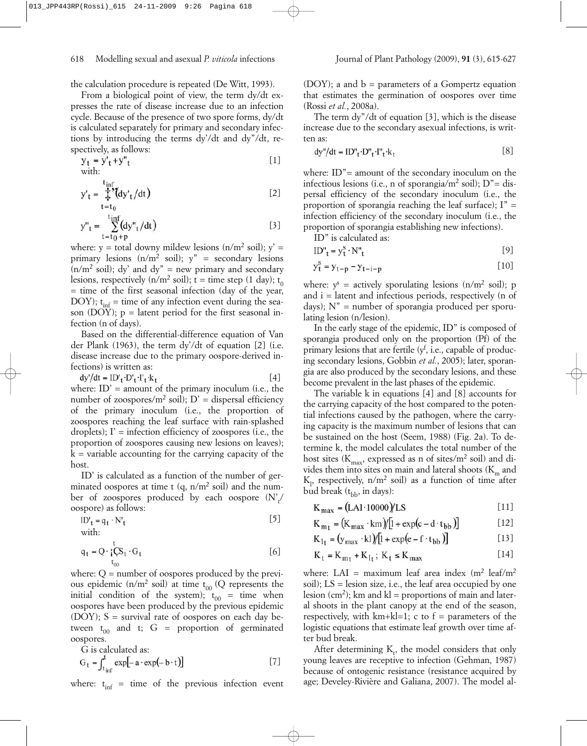the calculation procedure is repeated (De Witt, 1993).

From a biological point of view, the term dy/dt expresses the rate of disease increase due to an infection cycle. Because of the presence of two spore forms, dy/dt is calculated separately for primary and secondary infections by introducing the terms dy'/dt and dy"/dt, respectively, as follows:

$$y_t = y'_t + y''_t \quad [1]$$

with:

$$y'_t = \sum_{t=t_0}^{t_{inf}} (dy'_t/dt) \quad [2]$$

$$y''_t = \sum_{t=t_0+p}^{t_{inf}} (dy''_t/dt) \quad [3]$$

where: y = total downy mildew lesions (n/m² soil); y' = primary lesions (n/m² soil); y" = secondary lesions (n/m² soil); dy' and dy" = new primary and secondary lesions, respectively (n/m² soil); t = time step (1 day); $t_0$ = time of the first seasonal infection (day of the year, DOY); $t_{inf}$ = time of any infection event during the season (DOY); p = latent period for the first seasonal infection (n of days).

Based on the differential-difference equation of Van der Plank (1963), the term dy'/dt of equation [2] (i.e. disease increase due to the primary oospore-derived infections) is written as:

$$dy'/dt = ID'_t \cdot D'_t \cdot I'_t \cdot k_t \quad [4]$$

where: ID' = amount of the primary inoculum (i.e., the number of zoospores/m² soil); D' = dispersal efficiency of the primary inoculum (i.e., the proportion of zoospores reaching the leaf surface with rain-splashed droplets); I' = infection efficiency of zoospores (i.e., the proportion of zoospores causing new lesions on leaves); k = variable accounting for the carrying capacity of the host.

ID' is calculated as a function of the number of germinated oospores at time t (q, n/m² soil) and the number of zoospores produced by each oospore ($N'_t$/oospore) as follows:

$$ID'_t = q_t \cdot N'_t \quad [5]$$

with:

$$q_t = Q \cdot \prod_{t_{00}}^{t} S_t \cdot G_t \quad [6]$$

where: Q = number of oospores produced by the previous epidemic (n/m² soil) at time $t_{00}$ (Q represents the initial condition of the system); $t_{00}$ = time when oospores have been produced by the previous epidemic (DOY); S = survival rate of oospores on each day between $t_{00}$ and t; G = proportion of germinated oospores.

G is calculated as:

$$G_t = \int_{t_{inf}}^{t} \exp[-a \cdot \exp(-b \cdot t)] \quad [7]$$

where: $t_{inf}$ = time of the previous infection event (DOY); a and b = parameters of a Gompertz equation that estimates the germination of oospores over time (Rossi *et al.*, 2008a).

The term dy"/dt of equation [3], which is the disease increase due to the secondary asexual infections, is written as:

$$dy''/dt = ID''_t \cdot D''_t \cdot I''_t \cdot k_t \quad [8]$$

where: ID"= amount of the secondary inoculum on the infectious lesions (i.e., n of sporangia/m² soil); D"= dispersal efficiency of the secondary inoculum (i.e., the proportion of sporangia reaching the leaf surface); I" = infection efficiency of the secondary inoculum (i.e., the proportion of sporangia establishing new infections).

ID" is calculated as:

$$ID''_t = y^s_t \cdot N''_t \quad [9]$$

$$y^s_t = y_{t-p} - y_{t-i-p} \quad [10]$$

where: $y^s$ = actively sporulating lesions (n/m² soil); p and i = latent and infectious periods, respectively (n of days); N" = number of sporangia produced per sporulating lesion (n/lesion).

In the early stage of the epidemic, ID" is composed of sporangia produced only on the proportion (Pf) of the primary lesions that are fertile ($y^f$, i.e., capable of producing secondary lesions, Gobbin *et al.*, 2005); later, sporangia are also produced by the secondary lesions, and these become prevalent in the last phases of the epidemic.

The variable k in equations [4] and [8] accounts for the carrying capacity of the host compared to the potential infections caused by the pathogen, where the carrying capacity is the maximum number of lesions that can be sustained on the host (Seem, 1988) (Fig. 2a). To determine k, the model calculates the total number of the host sites ($K_{max}$, expressed as n of sites/m² soil) and divides them into sites on main and lateral shoots ($K_m$ and $K_l$, respectively, n/m² soil) as a function of time after bud break ($t_{bb}$, in days):

$$K_{max} = (LAI \cdot 10000)/LS \quad [11]$$

$$K_{m_t} = (K_{max} \cdot km)/[1 + \exp(c - d \cdot t_{bb})] \quad [12]$$

$$K_{l_t} = (y_{max} \cdot kl)/[1 + \exp(e - f \cdot t_{bb})] \quad [13]$$

$$K_t = K_{m_t} + K_{l_t};\ K_t \leq K_{max} \quad [14]$$

where: LAI = maximum leaf area index (m² leaf/m² soil); LS = lesion size, i.e., the leaf area occupied by one lesion (cm²); km and kl = proportions of main and lateral shoots in the plant canopy at the end of the season, respectively, with km+kl=1; c to f = parameters of the logistic equations that estimate leaf growth over time after bud break.

After determining $K_t$, the model considers that only young leaves are receptive to infection (Gehman, 1987) because of ontogenic resistance (resistance acquired by age; Develey-Rivière and Galiana, 2007). The model al-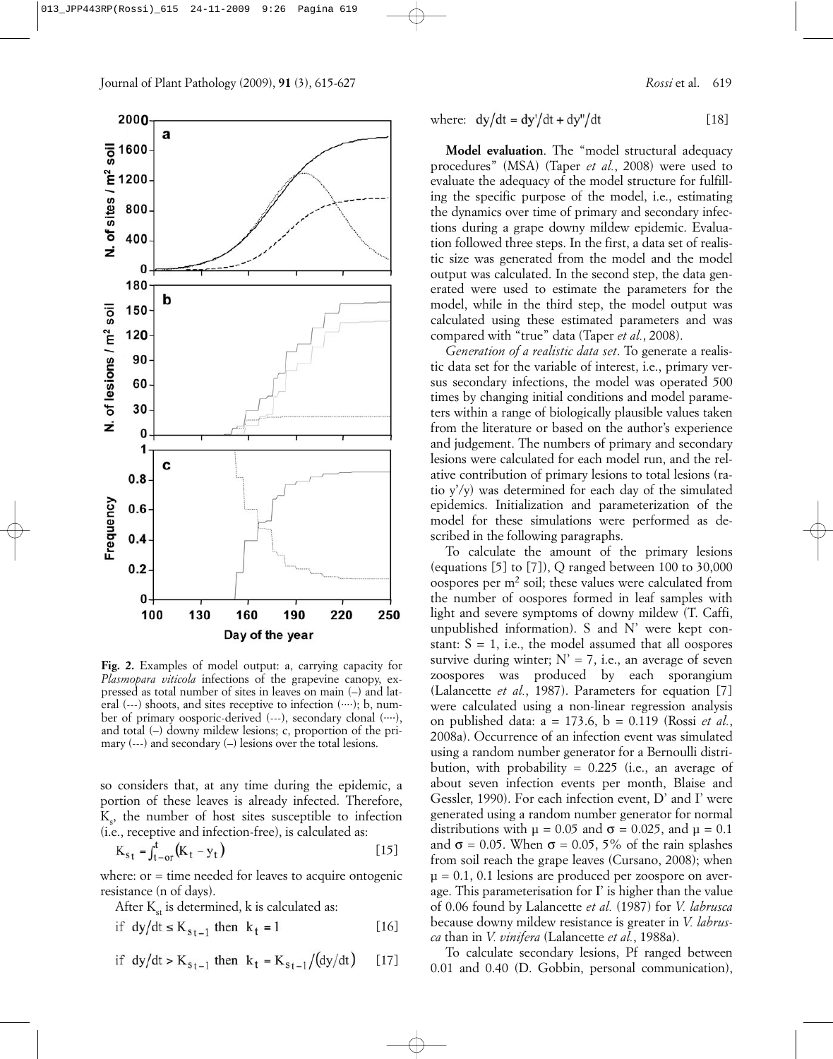**Fig. 2.** Examples of model output: a, carrying capacity for *Plasmopara viticola* infections of the grapevine canopy, expressed as total number of sites in leaves on main (–) and lateral (---) shoots, and sites receptive to infection (····); b, number of primary oosporic-derived (---), secondary clonal (····), and total (–) downy mildew lesions; c, proportion of the primary (---) and secondary (–) lesions over the total lesions.

so considers that, at any time during the epidemic, a portion of these leaves is already infected. Therefore, $K_s$, the number of host sites susceptible to infection (i.e., receptive and infection-free), is calculated as:

$$K_{s_t} = \int_{t-or}^{t} (K_t - y_t) \quad [15]$$

where: or = time needed for leaves to acquire ontogenic resistance (n of days).

After $K_{st}$ is determined, k is calculated as:

$$\text{if } dy/dt \leq K_{s_{t-1}} \text{ then } k_t = 1 \quad [16]$$

$$\text{if } dy/dt > K_{s_{t-1}} \text{ then } k_t = K_{s_{t-1}}/(dy/dt) \quad [17]$$

where: $dy/dt = dy'/dt + dy''/dt$ [18]

**Model evaluation**. The "model structural adequacy procedures" (MSA) (Taper *et al.*, 2008) were used to evaluate the adequacy of the model structure for fulfilling the specific purpose of the model, i.e., estimating the dynamics over time of primary and secondary infections during a grape downy mildew epidemic. Evaluation followed three steps. In the first, a data set of realistic size was generated from the model and the model output was calculated. In the second step, the data generated were used to estimate the parameters for the model, while in the third step, the model output was calculated using these estimated parameters and was compared with "true" data (Taper *et al.*, 2008).

*Generation of a realistic data set*. To generate a realistic data set for the variable of interest, i.e., primary versus secondary infections, the model was operated 500 times by changing initial conditions and model parameters within a range of biologically plausible values taken from the literature or based on the author's experience and judgement. The numbers of primary and secondary lesions were calculated for each model run, and the relative contribution of primary lesions to total lesions (ratio y'/y) was determined for each day of the simulated epidemics. Initialization and parameterization of the model for these simulations were performed as described in the following paragraphs.

To calculate the amount of the primary lesions (equations [5] to [7]), Q ranged between 100 to 30,000 oospores per $m^2$ soil; these values were calculated from the number of oospores formed in leaf samples with light and severe symptoms of downy mildew (T. Caffi, unpublished information). S and N' were kept constant: S = 1, i.e., the model assumed that all oospores survive during winter; N' = 7, i.e., an average of seven zoospores was produced by each sporangium (Lalancette *et al.*, 1987). Parameters for equation [7] were calculated using a non-linear regression analysis on published data: a = 173.6, b = 0.119 (Rossi *et al.*, 2008a). Occurrence of an infection event was simulated using a random number generator for a Bernoulli distribution, with probability = 0.225 (i.e., an average of about seven infection events per month, Blaise and Gessler, 1990). For each infection event, D' and I' were generated using a random number generator for normal distributions with $\mu = 0.05$ and $\sigma = 0.025$, and $\mu = 0.1$ and $\sigma = 0.05$. When $\sigma = 0.05$, 5% of the rain splashes from soil reach the grape leaves (Cursano, 2008); when $\mu = 0.1$, 0.1 lesions are produced per zoospore on average. This parameterisation for I' is higher than the value of 0.06 found by Lalancette *et al.* (1987) for *V. labrusca* because downy mildew resistance is greater in *V. labrusca* than in *V. vinifera* (Lalancette *et al.*, 1988a).

To calculate secondary lesions, Pf ranged between 0.01 and 0.40 (D. Gobbin, personal communication),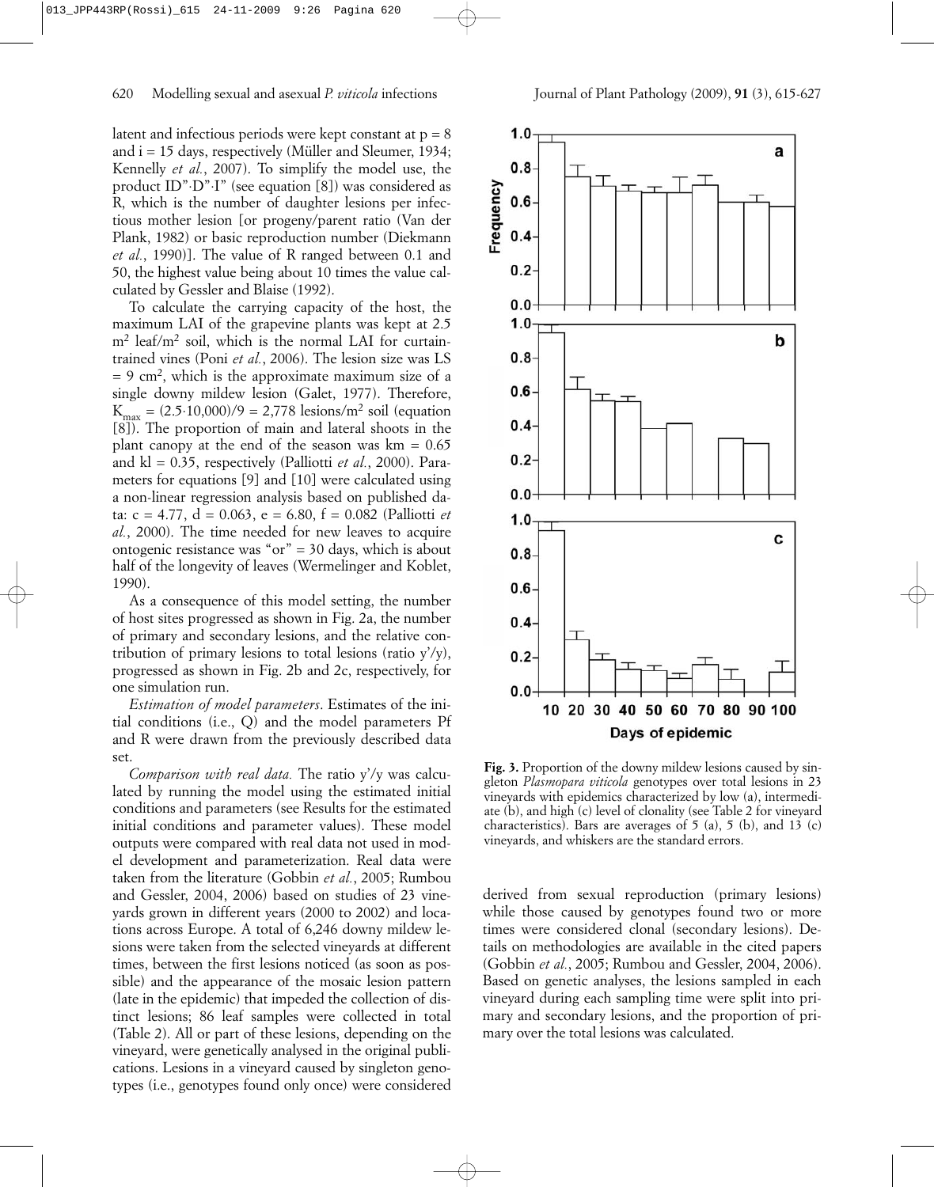latent and infectious periods were kept constant at p = 8 and i = 15 days, respectively (Müller and Sleumer, 1934; Kennelly *et al.*, 2007). To simplify the model use, the product ID”·D”·I” (see equation [8]) was considered as R, which is the number of daughter lesions per infectious mother lesion [or progeny/parent ratio (Van der Plank, 1982) or basic reproduction number (Diekmann *et al.*, 1990)]. The value of R ranged between 0.1 and 50, the highest value being about 10 times the value calculated by Gessler and Blaise (1992).

To calculate the carrying capacity of the host, the maximum LAI of the grapevine plants was kept at 2.5 $m^2$ leaf/$m^2$ soil, which is the normal LAI for curtain-trained vines (Poni *et al.*, 2006). The lesion size was LS = 9 $cm^2$, which is the approximate maximum size of a single downy mildew lesion (Galet, 1977). Therefore, $K_{max}$ = (2.5·10,000)/9 = 2,778 lesions/$m^2$ soil (equation [8]). The proportion of main and lateral shoots in the plant canopy at the end of the season was km = 0.65 and kl = 0.35, respectively (Palliotti *et al.*, 2000). Parameters for equations [9] and [10] were calculated using a non-linear regression analysis based on published data: c = 4.77, d = 0.063, e = 6.80, f = 0.082 (Palliotti *et al.*, 2000). The time needed for new leaves to acquire ontogenic resistance was “or” = 30 days, which is about half of the longevity of leaves (Wermelinger and Koblet, 1990).

As a consequence of this model setting, the number of host sites progressed as shown in Fig. 2a, the number of primary and secondary lesions, and the relative contribution of primary lesions to total lesions (ratio y’/y), progressed as shown in Fig. 2b and 2c, respectively, for one simulation run.

*Estimation of model parameters*. Estimates of the initial conditions (i.e., Q) and the model parameters Pf and R were drawn from the previously described data set.

*Comparison with real data.* The ratio y’/y was calculated by running the model using the estimated initial conditions and parameters (see Results for the estimated initial conditions and parameter values). These model outputs were compared with real data not used in model development and parameterization. Real data were taken from the literature (Gobbin *et al.*, 2005; Rumbou and Gessler, 2004, 2006) based on studies of 23 vineyards grown in different years (2000 to 2002) and locations across Europe. A total of 6,246 downy mildew lesions were taken from the selected vineyards at different times, between the first lesions noticed (as soon as possible) and the appearance of the mosaic lesion pattern (late in the epidemic) that impeded the collection of distinct lesions; 86 leaf samples were collected in total (Table 2). All or part of these lesions, depending on the vineyard, were genetically analysed in the original publications. Lesions in a vineyard caused by singleton genotypes (i.e., genotypes found only once) were considered derived from sexual reproduction (primary lesions) while those caused by genotypes found two or more times were considered clonal (secondary lesions). Details on methodologies are available in the cited papers (Gobbin *et al.*, 2005; Rumbou and Gessler, 2004, 2006). Based on genetic analyses, the lesions sampled in each vineyard during each sampling time were split into primary and secondary lesions, and the proportion of primary over the total lesions was calculated.

**Fig. 3.** Proportion of the downy mildew lesions caused by singleton *Plasmopara viticola* genotypes over total lesions in 23 vineyards with epidemics characterized by low (a), intermediate (b), and high (c) level of clonality (see Table 2 for vineyard characteristics). Bars are averages of 5 (a), 5 (b), and 13 (c) vineyards, and whiskers are the standard errors.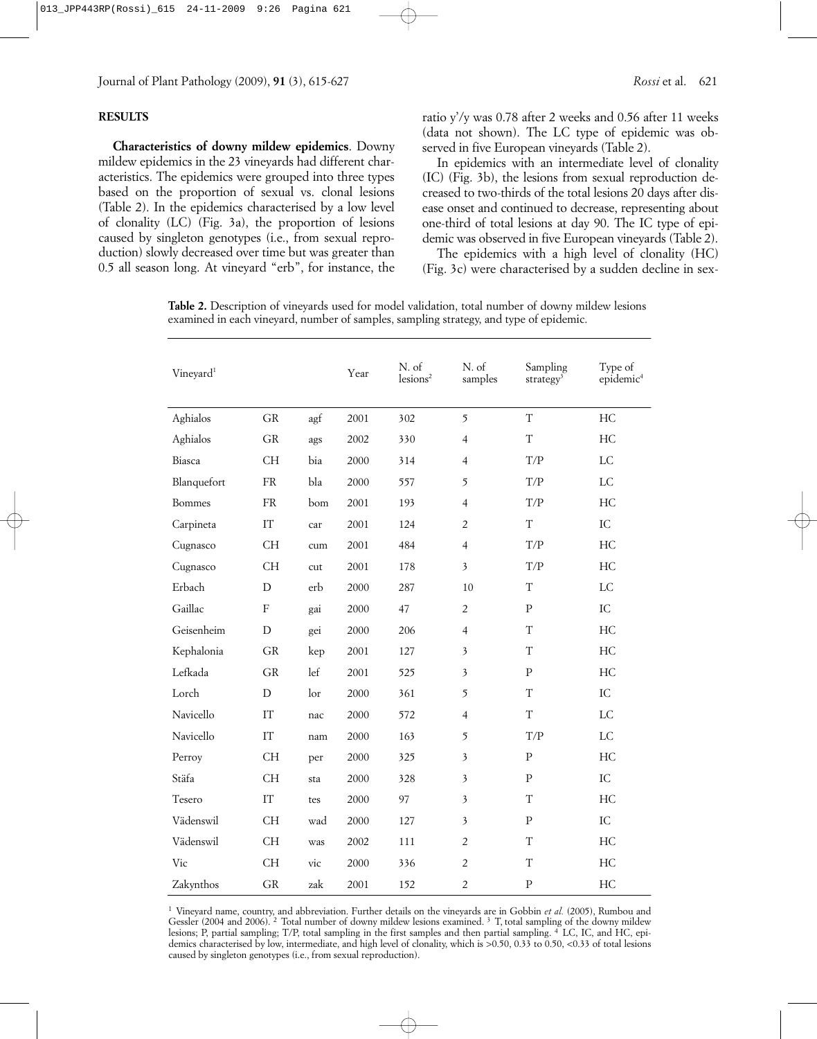## RESULTS

**Characteristics of downy mildew epidemics**. Downy mildew epidemics in the 23 vineyards had different characteristics. The epidemics were grouped into three types based on the proportion of sexual vs. clonal lesions (Table 2). In the epidemics characterised by a low level of clonality (LC) (Fig. 3a), the proportion of lesions caused by singleton genotypes (i.e., from sexual reproduction) slowly decreased over time but was greater than 0.5 all season long. At vineyard "erb", for instance, the ratio y'/y was 0.78 after 2 weeks and 0.56 after 11 weeks (data not shown). The LC type of epidemic was observed in five European vineyards (Table 2).

In epidemics with an intermediate level of clonality (IC) (Fig. 3b), the lesions from sexual reproduction decreased to two-thirds of the total lesions 20 days after disease onset and continued to decrease, representing about one-third of total lesions at day 90. The IC type of epidemic was observed in five European vineyards (Table 2).

The epidemics with a high level of clonality (HC) (Fig. 3c) were characterised by a sudden decline in sex-

**Table 2.** Description of vineyards used for model validation, total number of downy mildew lesions examined in each vineyard, number of samples, sampling strategy, and type of epidemic.

| Vineyard[1] | | | Year | N. of lesions[2] | N. of samples | Sampling strategy[3] | Type of epidemic[4] |
|---|---|---|---|---|---|---|---|
| Aghialos | GR | agf | 2001 | 302 | 5 | T | HC |
| Aghialos | GR | ags | 2002 | 330 | 4 | T | HC |
| Biasca | CH | bia | 2000 | 314 | 4 | T/P | LC |
| Blanquefort | FR | bla | 2000 | 557 | 5 | T/P | LC |
| Bommes | FR | bom | 2001 | 193 | 4 | T/P | HC |
| Carpineta | IT | car | 2001 | 124 | 2 | T | IC |
| Cugnasco | CH | cum | 2001 | 484 | 4 | T/P | HC |
| Cugnasco | CH | cut | 2001 | 178 | 3 | T/P | HC |
| Erbach | D | erb | 2000 | 287 | 10 | T | LC |
| Gaillac | F | gai | 2000 | 47 | 2 | P | IC |
| Geisenheim | D | gei | 2000 | 206 | 4 | T | HC |
| Kephalonia | GR | kep | 2001 | 127 | 3 | T | HC |
| Lefkada | GR | lef | 2001 | 525 | 3 | P | HC |
| Lorch | D | lor | 2000 | 361 | 5 | T | IC |
| Navicello | IT | nac | 2000 | 572 | 4 | T | LC |
| Navicello | IT | nam | 2000 | 163 | 5 | T/P | LC |
| Perroy | CH | per | 2000 | 325 | 3 | P | HC |
| Stäfa | CH | sta | 2000 | 328 | 3 | P | IC |
| Tesero | IT | tes | 2000 | 97 | 3 | T | HC |
| Vädenswil | CH | wad | 2000 | 127 | 3 | P | IC |
| Vädenswil | CH | was | 2002 | 111 | 2 | T | HC |
| Vic | CH | vic | 2000 | 336 | 2 | T | HC |
| Zakynthos | GR | zak | 2001 | 152 | 2 | P | HC |

[1] Vineyard name, country, and abbreviation. Further details on the vineyards are in Gobbin *et al.* (2005), Rumbou and Gessler (2004 and 2006). [2] Total number of downy mildew lesions examined. [3] T, total sampling of the downy mildew lesions; P, partial sampling; T/P, total sampling in the first samples and then partial sampling. [4] LC, IC, and HC, epidemics characterised by low, intermediate, and high level of clonality, which is >0.50, 0.33 to 0.50, <0.33 of total lesions caused by singleton genotypes (i.e., from sexual reproduction).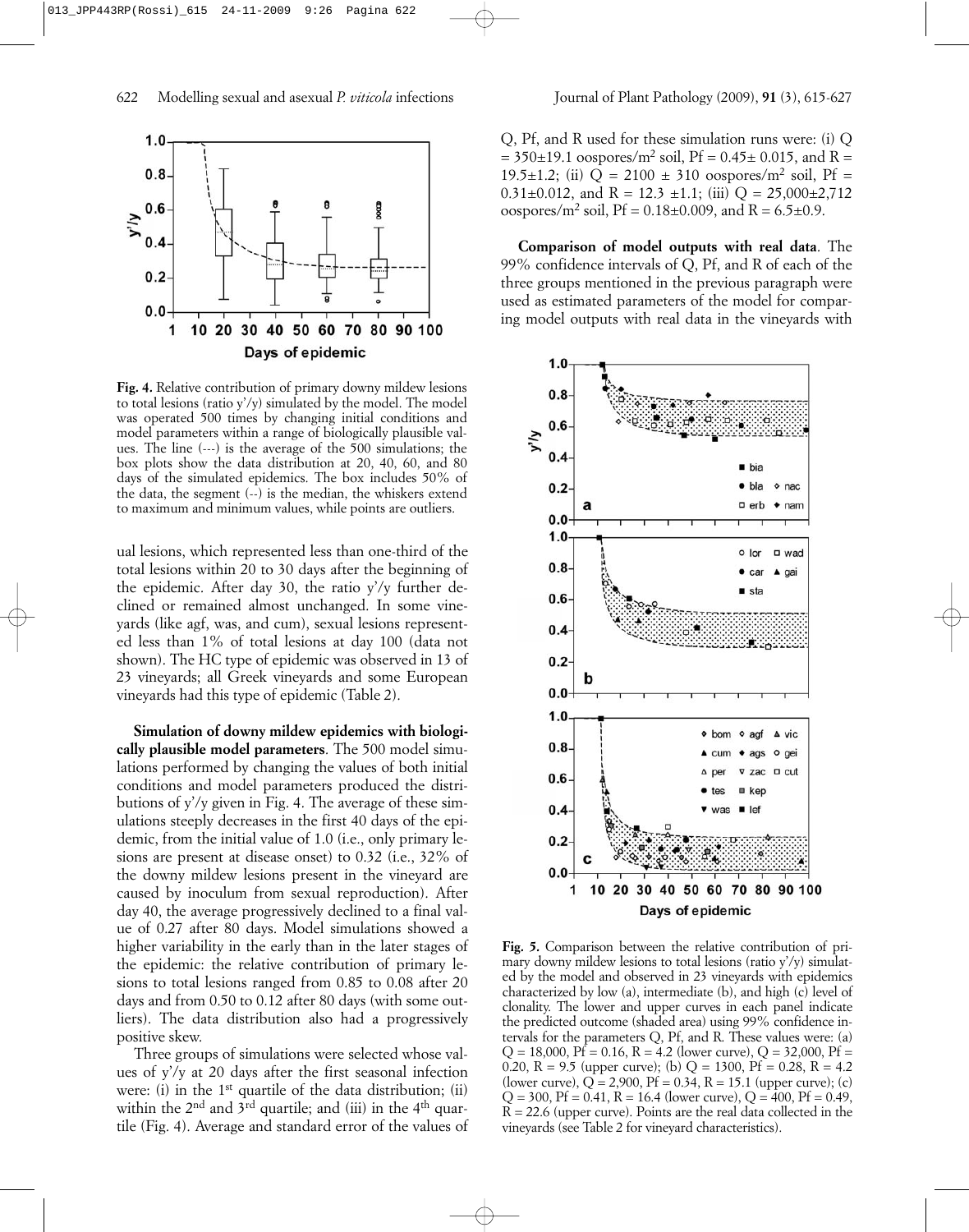**Fig. 4.** Relative contribution of primary downy mildew lesions to total lesions (ratio y'/y) simulated by the model. The model was operated 500 times by changing initial conditions and model parameters within a range of biologically plausible values. The line (---) is the average of the 500 simulations; the box plots show the data distribution at 20, 40, 60, and 80 days of the simulated epidemics. The box includes 50% of the data, the segment (--) is the median, the whiskers extend to maximum and minimum values, while points are outliers.

ual lesions, which represented less than one-third of the total lesions within 20 to 30 days after the beginning of the epidemic. After day 30, the ratio y'/y further declined or remained almost unchanged. In some vineyards (like agf, was, and cum), sexual lesions represented less than 1% of total lesions at day 100 (data not shown). The HC type of epidemic was observed in 13 of 23 vineyards; all Greek vineyards and some European vineyards had this type of epidemic (Table 2).

**Simulation of downy mildew epidemics with biologically plausible model parameters**. The 500 model simulations performed by changing the values of both initial conditions and model parameters produced the distributions of y'/y given in Fig. 4. The average of these simulations steeply decreases in the first 40 days of the epidemic, from the initial value of 1.0 (i.e., only primary lesions are present at disease onset) to 0.32 (i.e., 32% of the downy mildew lesions present in the vineyard are caused by inoculum from sexual reproduction). After day 40, the average progressively declined to a final value of 0.27 after 80 days. Model simulations showed a higher variability in the early than in the later stages of the epidemic: the relative contribution of primary lesions to total lesions ranged from 0.85 to 0.08 after 20 days and from 0.50 to 0.12 after 80 days (with some outliers). The data distribution also had a progressively positive skew.

Three groups of simulations were selected whose values of y'/y at 20 days after the first seasonal infection were: (i) in the 1[st] quartile of the data distribution; (ii) within the 2[nd] and 3[rd] quartile; and (iii) in the 4[th] quartile (Fig. 4). Average and standard error of the values of Q, Pf, and R used for these simulation runs were: (i) Q = 350±19.1 oospores/m$^2$ soil, Pf = 0.45± 0.015, and R = 19.5±1.2; (ii) Q = 2100 ± 310 oospores/m$^2$ soil, Pf = 0.31±0.012, and R = 12.3 ±1.1; (iii) Q = 25,000±2,712 oospores/m$^2$ soil, Pf = 0.18±0.009, and R = 6.5±0.9.

**Comparison of model outputs with real data**. The 99% confidence intervals of Q, Pf, and R of each of the three groups mentioned in the previous paragraph were used as estimated parameters of the model for comparing model outputs with real data in the vineyards with

**Fig. 5.** Comparison between the relative contribution of primary downy mildew lesions to total lesions (ratio y'/y) simulated by the model and observed in 23 vineyards with epidemics characterized by low (a), intermediate (b), and high (c) level of clonality. The lower and upper curves in each panel indicate the predicted outcome (shaded area) using 99% confidence intervals for the parameters Q, Pf, and R. These values were: (a) Q = 18,000, Pf = 0.16, R = 4.2 (lower curve), Q = 32,000, Pf = 0.20, R = 9.5 (upper curve); (b) Q = 1300, Pf = 0.28, R = 4.2 (lower curve), Q = 2,900, Pf = 0.34, R = 15.1 (upper curve); (c) Q = 300, Pf = 0.41, R = 16.4 (lower curve), Q = 400, Pf = 0.49, R = 22.6 (upper curve). Points are the real data collected in the vineyards (see Table 2 for vineyard characteristics).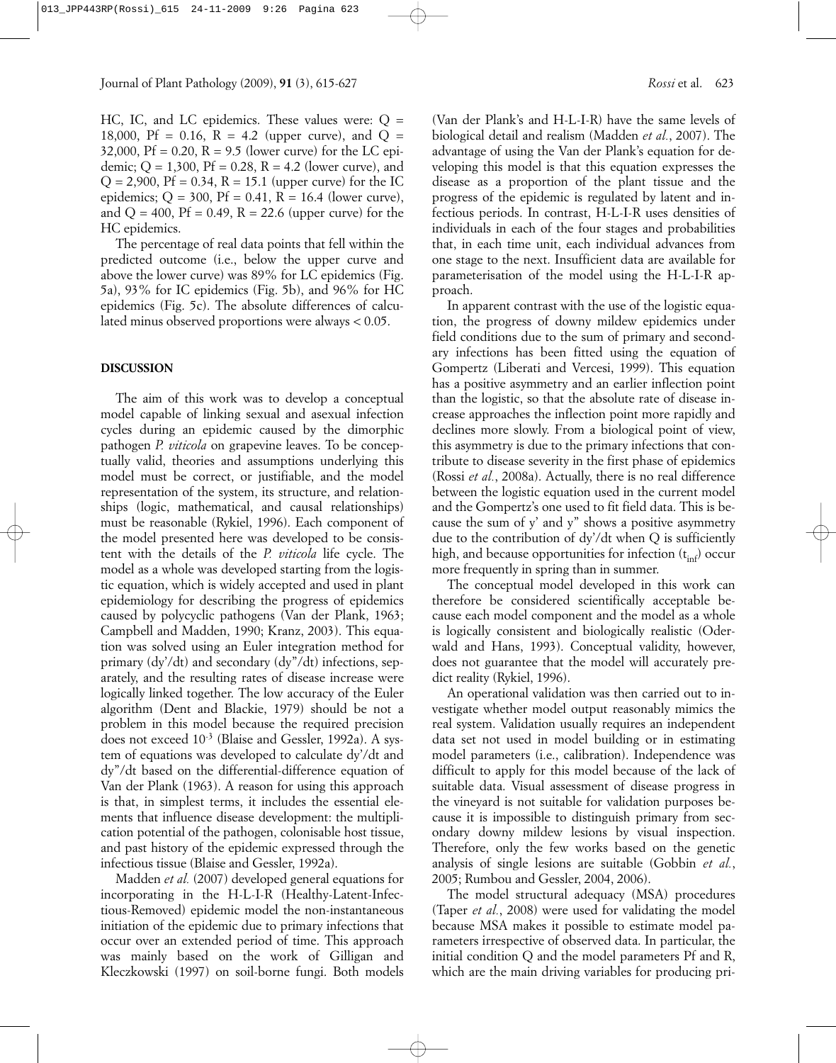HC, IC, and LC epidemics. These values were: Q = 18,000, Pf = 0.16, R = 4.2 (upper curve), and Q = 32,000, Pf = 0.20, R = 9.5 (lower curve) for the LC epidemic; Q = 1,300, Pf = 0.28, R = 4.2 (lower curve), and Q = 2,900, Pf = 0.34, R = 15.1 (upper curve) for the IC epidemics; Q = 300, Pf = 0.41, R = 16.4 (lower curve), and Q = 400, Pf = 0.49, R = 22.6 (upper curve) for the HC epidemics.

The percentage of real data points that fell within the predicted outcome (i.e., below the upper curve and above the lower curve) was 89% for LC epidemics (Fig. 5a), 93% for IC epidemics (Fig. 5b), and 96% for HC epidemics (Fig. 5c). The absolute differences of calculated minus observed proportions were always < 0.05.

## DISCUSSION

The aim of this work was to develop a conceptual model capable of linking sexual and asexual infection cycles during an epidemic caused by the dimorphic pathogen *P. viticola* on grapevine leaves. To be conceptually valid, theories and assumptions underlying this model must be correct, or justifiable, and the model representation of the system, its structure, and relationships (logic, mathematical, and causal relationships) must be reasonable (Rykiel, 1996). Each component of the model presented here was developed to be consistent with the details of the *P. viticola* life cycle. The model as a whole was developed starting from the logistic equation, which is widely accepted and used in plant epidemiology for describing the progress of epidemics caused by polycyclic pathogens (Van der Plank, 1963; Campbell and Madden, 1990; Kranz, 2003). This equation was solved using an Euler integration method for primary ($dy'/dt$) and secondary ($dy''/dt$) infections, separately, and the resulting rates of disease increase were logically linked together. The low accuracy of the Euler algorithm (Dent and Blackie, 1979) should be not a problem in this model because the required precision does not exceed $10^{-3}$ (Blaise and Gessler, 1992a). A system of equations was developed to calculate $dy'/dt$ and $dy''/dt$ based on the differential-difference equation of Van der Plank (1963). A reason for using this approach is that, in simplest terms, it includes the essential elements that influence disease development: the multiplication potential of the pathogen, colonisable host tissue, and past history of the epidemic expressed through the infectious tissue (Blaise and Gessler, 1992a).

Madden *et al.* (2007) developed general equations for incorporating in the H-L-I-R (Healthy-Latent-Infectious-Removed) epidemic model the non-instantaneous initiation of the epidemic due to primary infections that occur over an extended period of time. This approach was mainly based on the work of Gilligan and Kleczkowski (1997) on soil-borne fungi. Both models (Van der Plank's and H-L-I-R) have the same levels of biological detail and realism (Madden *et al.*, 2007). The advantage of using the Van der Plank's equation for developing this model is that this equation expresses the disease as a proportion of the plant tissue and the progress of the epidemic is regulated by latent and infectious periods. In contrast, H-L-I-R uses densities of individuals in each of the four stages and probabilities that, in each time unit, each individual advances from one stage to the next. Insufficient data are available for parameterisation of the model using the H-L-I-R approach.

In apparent contrast with the use of the logistic equation, the progress of downy mildew epidemics under field conditions due to the sum of primary and secondary infections has been fitted using the equation of Gompertz (Liberati and Vercesi, 1999). This equation has a positive asymmetry and an earlier inflection point than the logistic, so that the absolute rate of disease increase approaches the inflection point more rapidly and declines more slowly. From a biological point of view, this asymmetry is due to the primary infections that contribute to disease severity in the first phase of epidemics (Rossi *et al.*, 2008a). Actually, there is no real difference between the logistic equation used in the current model and the Gompertz's one used to fit field data. This is because the sum of y' and y" shows a positive asymmetry due to the contribution of $dy'/dt$ when Q is sufficiently high, and because opportunities for infection ($t_{inf}$) occur more frequently in spring than in summer.

The conceptual model developed in this work can therefore be considered scientifically acceptable because each model component and the model as a whole is logically consistent and biologically realistic (Oderwald and Hans, 1993). Conceptual validity, however, does not guarantee that the model will accurately predict reality (Rykiel, 1996).

An operational validation was then carried out to investigate whether model output reasonably mimics the real system. Validation usually requires an independent data set not used in model building or in estimating model parameters (i.e., calibration). Independence was difficult to apply for this model because of the lack of suitable data. Visual assessment of disease progress in the vineyard is not suitable for validation purposes because it is impossible to distinguish primary from secondary downy mildew lesions by visual inspection. Therefore, only the few works based on the genetic analysis of single lesions are suitable (Gobbin *et al.*, 2005; Rumbou and Gessler, 2004, 2006).

The model structural adequacy (MSA) procedures (Taper *et al.*, 2008) were used for validating the model because MSA makes it possible to estimate model parameters irrespective of observed data. In particular, the initial condition Q and the model parameters Pf and R, which are the main driving variables for producing pri-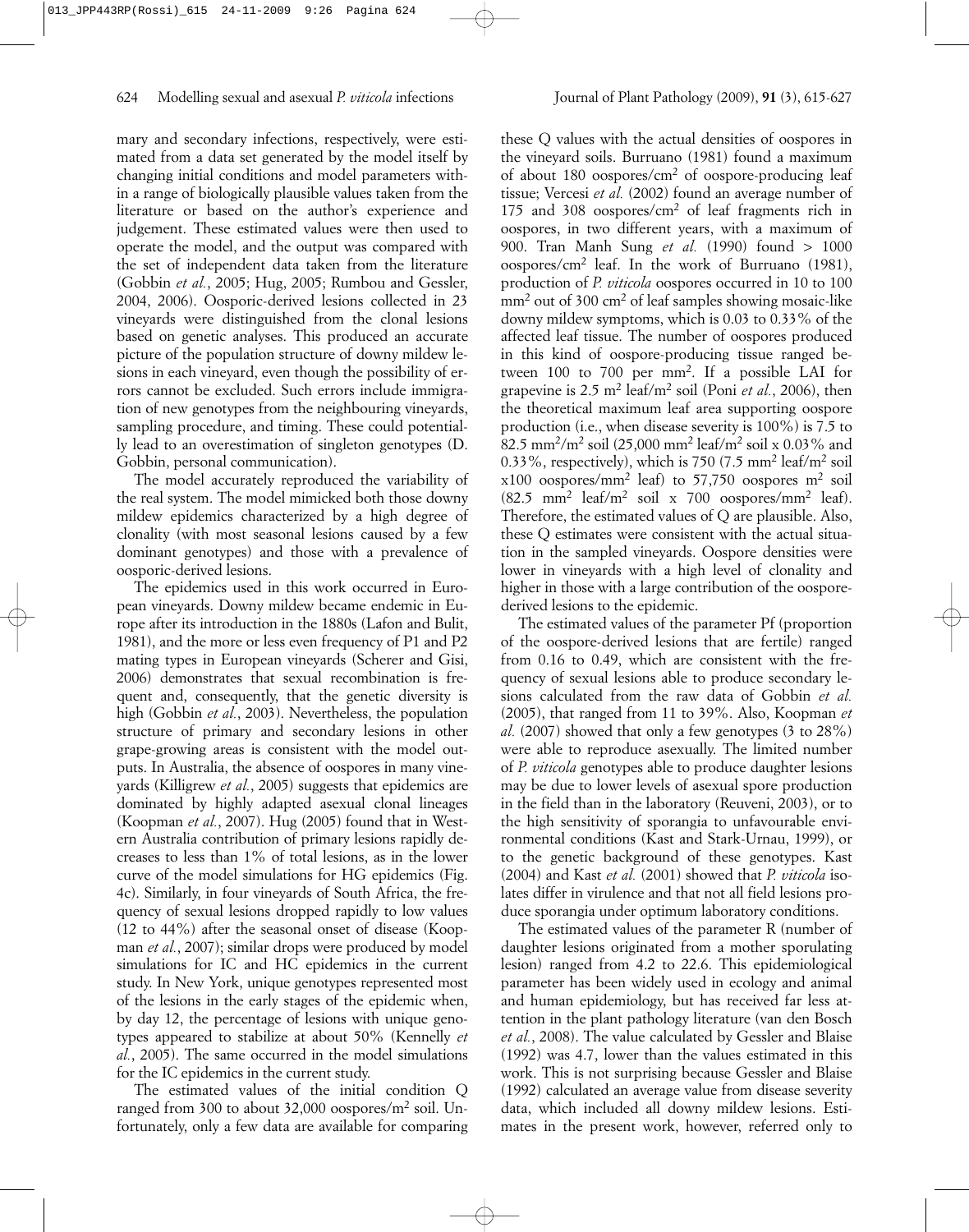mary and secondary infections, respectively, were estimated from a data set generated by the model itself by changing initial conditions and model parameters within a range of biologically plausible values taken from the literature or based on the author's experience and judgement. These estimated values were then used to operate the model, and the output was compared with the set of independent data taken from the literature (Gobbin *et al.*, 2005; Hug, 2005; Rumbou and Gessler, 2004, 2006). Oosporic-derived lesions collected in 23 vineyards were distinguished from the clonal lesions based on genetic analyses. This produced an accurate picture of the population structure of downy mildew lesions in each vineyard, even though the possibility of errors cannot be excluded. Such errors include immigration of new genotypes from the neighbouring vineyards, sampling procedure, and timing. These could potentially lead to an overestimation of singleton genotypes (D. Gobbin, personal communication).

The model accurately reproduced the variability of the real system. The model mimicked both those downy mildew epidemics characterized by a high degree of clonality (with most seasonal lesions caused by a few dominant genotypes) and those with a prevalence of oosporic-derived lesions.

The epidemics used in this work occurred in European vineyards. Downy mildew became endemic in Europe after its introduction in the 1880s (Lafon and Bulit, 1981), and the more or less even frequency of P1 and P2 mating types in European vineyards (Scherer and Gisi, 2006) demonstrates that sexual recombination is frequent and, consequently, that the genetic diversity is high (Gobbin *et al.*, 2003). Nevertheless, the population structure of primary and secondary lesions in other grape-growing areas is consistent with the model outputs. In Australia, the absence of oospores in many vineyards (Killigrew *et al.*, 2005) suggests that epidemics are dominated by highly adapted asexual clonal lineages (Koopman *et al.*, 2007). Hug (2005) found that in Western Australia contribution of primary lesions rapidly decreases to less than 1% of total lesions, as in the lower curve of the model simulations for HG epidemics (Fig. 4c). Similarly, in four vineyards of South Africa, the frequency of sexual lesions dropped rapidly to low values (12 to 44%) after the seasonal onset of disease (Koopman *et al.*, 2007); similar drops were produced by model simulations for IC and HC epidemics in the current study. In New York, unique genotypes represented most of the lesions in the early stages of the epidemic when, by day 12, the percentage of lesions with unique genotypes appeared to stabilize at about 50% (Kennelly *et al.*, 2005). The same occurred in the model simulations for the IC epidemics in the current study.

The estimated values of the initial condition Q ranged from 300 to about 32,000 oospores/m$^2$ soil. Unfortunately, only a few data are available for comparing these Q values with the actual densities of oospores in the vineyard soils. Burruano (1981) found a maximum of about 180 oospores/cm$^2$ of oospore-producing leaf tissue; Vercesi *et al.* (2002) found an average number of 175 and 308 oospores/cm$^2$ of leaf fragments rich in oospores, in two different years, with a maximum of 900. Tran Manh Sung *et al.* (1990) found > 1000 oospores/cm$^2$ leaf. In the work of Burruano (1981), production of *P. viticola* oospores occurred in 10 to 100 mm$^2$ out of 300 cm$^2$ of leaf samples showing mosaic-like downy mildew symptoms, which is 0.03 to 0.33% of the affected leaf tissue. The number of oospores produced in this kind of oospore-producing tissue ranged between 100 to 700 per mm$^2$. If a possible LAI for grapevine is 2.5 m$^2$ leaf/m$^2$ soil (Poni *et al.*, 2006), then the theoretical maximum leaf area supporting oospore production (i.e., when disease severity is 100%) is 7.5 to 82.5 mm$^2$/m$^2$ soil (25,000 mm$^2$ leaf/m$^2$ soil x 0.03% and 0.33%, respectively), which is 750 (7.5 mm$^2$ leaf/m$^2$ soil x100 oospores/mm$^2$ leaf) to 57,750 oospores m$^2$ soil (82.5 mm$^2$ leaf/m$^2$ soil x 700 oospores/mm$^2$ leaf). Therefore, the estimated values of Q are plausible. Also, these Q estimates were consistent with the actual situation in the sampled vineyards. Oospore densities were lower in vineyards with a high level of clonality and higher in those with a large contribution of the oospore-derived lesions to the epidemic.

The estimated values of the parameter Pf (proportion of the oospore-derived lesions that are fertile) ranged from 0.16 to 0.49, which are consistent with the frequency of sexual lesions able to produce secondary lesions calculated from the raw data of Gobbin *et al.* (2005), that ranged from 11 to 39%. Also, Koopman *et al.* (2007) showed that only a few genotypes (3 to 28%) were able to reproduce asexually. The limited number of *P. viticola* genotypes able to produce daughter lesions may be due to lower levels of asexual spore production in the field than in the laboratory (Reuveni, 2003), or to the high sensitivity of sporangia to unfavourable environmental conditions (Kast and Stark-Urnau, 1999), or to the genetic background of these genotypes. Kast (2004) and Kast *et al.* (2001) showed that *P. viticola* isolates differ in virulence and that not all field lesions produce sporangia under optimum laboratory conditions.

The estimated values of the parameter R (number of daughter lesions originated from a mother sporulating lesion) ranged from 4.2 to 22.6. This epidemiological parameter has been widely used in ecology and animal and human epidemiology, but has received far less attention in the plant pathology literature (van den Bosch *et al.*, 2008). The value calculated by Gessler and Blaise (1992) was 4.7, lower than the values estimated in this work. This is not surprising because Gessler and Blaise (1992) calculated an average value from disease severity data, which included all downy mildew lesions. Estimates in the present work, however, referred only to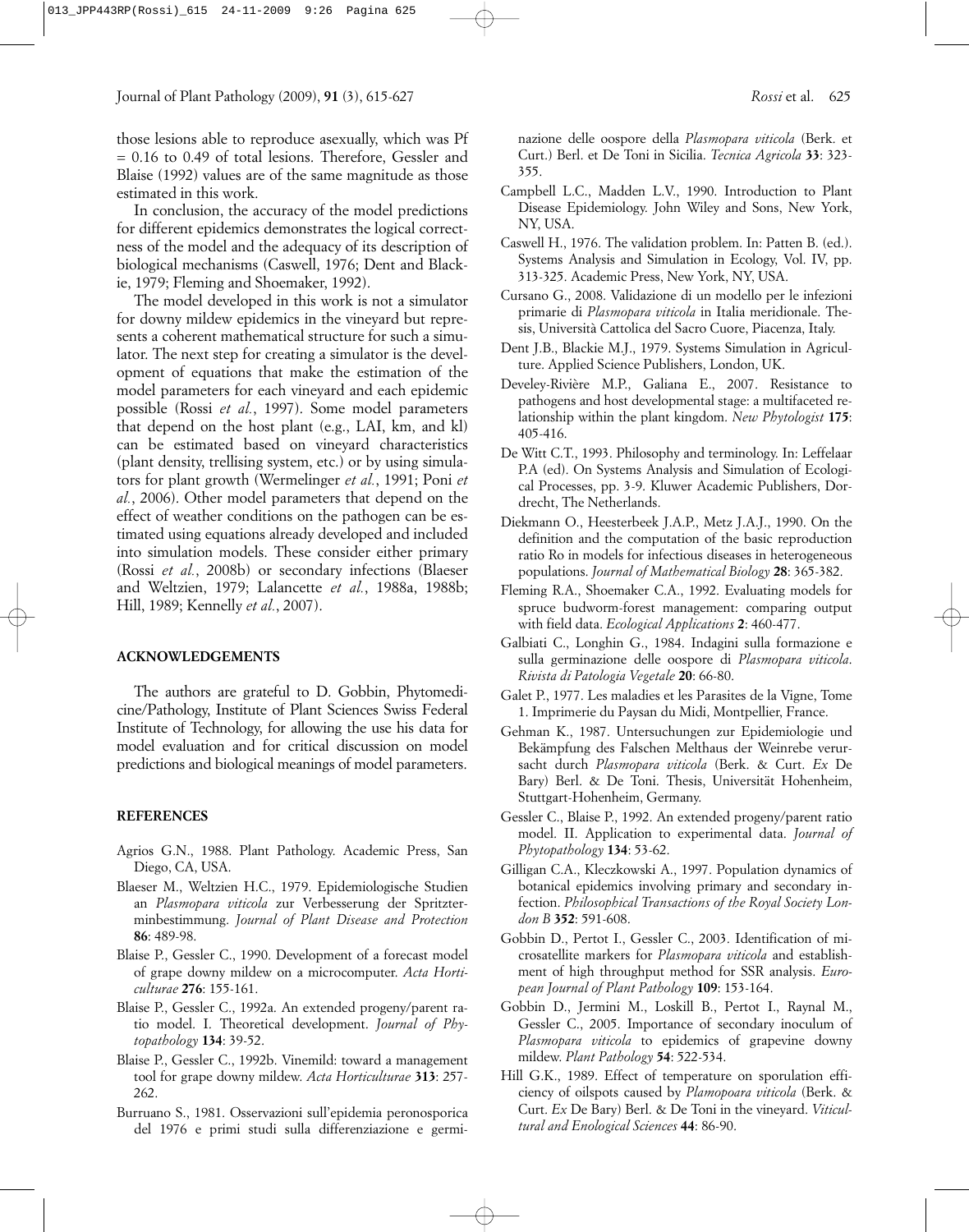those lesions able to reproduce asexually, which was Pf = 0.16 to 0.49 of total lesions. Therefore, Gessler and Blaise (1992) values are of the same magnitude as those estimated in this work.

In conclusion, the accuracy of the model predictions for different epidemics demonstrates the logical correctness of the model and the adequacy of its description of biological mechanisms (Caswell, 1976; Dent and Blackie, 1979; Fleming and Shoemaker, 1992).

The model developed in this work is not a simulator for downy mildew epidemics in the vineyard but represents a coherent mathematical structure for such a simulator. The next step for creating a simulator is the development of equations that make the estimation of the model parameters for each vineyard and each epidemic possible (Rossi *et al.*, 1997). Some model parameters that depend on the host plant (e.g., LAI, km, and kl) can be estimated based on vineyard characteristics (plant density, trellising system, etc.) or by using simulators for plant growth (Wermelinger *et al.*, 1991; Poni *et al.*, 2006). Other model parameters that depend on the effect of weather conditions on the pathogen can be estimated using equations already developed and included into simulation models. These consider either primary (Rossi *et al.*, 2008b) or secondary infections (Blaeser and Weltzien, 1979; Lalancette *et al.*, 1988a, 1988b; Hill, 1989; Kennelly *et al.*, 2007).

## ACKNOWLEDGEMENTS

The authors are grateful to D. Gobbin, Phytomedicine/Pathology, Institute of Plant Sciences Swiss Federal Institute of Technology, for allowing the use his data for model evaluation and for critical discussion on model predictions and biological meanings of model parameters.

## REFERENCES

Agrios G.N., 1988. Plant Pathology. Academic Press, San Diego, CA, USA.

Blaeser M., Weltzien H.C., 1979. Epidemiologische Studien an *Plasmopara viticola* zur Verbesserung der Spritzterminbestimmung. *Journal of Plant Disease and Protection* **86**: 489-98.

Blaise P., Gessler C., 1990. Development of a forecast model of grape downy mildew on a microcomputer. *Acta Horticulturae* **276**: 155-161.

Blaise P., Gessler C., 1992a. An extended progeny/parent ratio model. I. Theoretical development. *Journal of Phytopathology* **134**: 39-52.

Blaise P., Gessler C., 1992b. Vinemild: toward a management tool for grape downy mildew. *Acta Horticulturae* **313**: 257-262.

Burruano S., 1981. Osservazioni sull'epidemia peronosporica del 1976 e primi studi sulla differenziazione e germinazione delle oospore della *Plasmopara viticola* (Berk. et Curt.) Berl. et De Toni in Sicilia. *Tecnica Agricola* **33**: 323-355.

Campbell L.C., Madden L.V., 1990. Introduction to Plant Disease Epidemiology. John Wiley and Sons, New York, NY, USA.

Caswell H., 1976. The validation problem. In: Patten B. (ed.). Systems Analysis and Simulation in Ecology, Vol. IV, pp. 313-325. Academic Press, New York, NY, USA.

Cursano G., 2008. Validazione di un modello per le infezioni primarie di *Plasmopara viticola* in Italia meridionale. Thesis, Università Cattolica del Sacro Cuore, Piacenza, Italy.

Dent J.B., Blackie M.J., 1979. Systems Simulation in Agriculture. Applied Science Publishers, London, UK.

Develey-Rivière M.P., Galiana E., 2007. Resistance to pathogens and host developmental stage: a multifaceted relationship within the plant kingdom. *New Phytologist* **175**: 405-416.

De Witt C.T., 1993. Philosophy and terminology. In: Leffelaar P.A (ed). On Systems Analysis and Simulation of Ecological Processes, pp. 3-9. Kluwer Academic Publishers, Dordrecht, The Netherlands.

Diekmann O., Heesterbeek J.A.P., Metz J.A.J., 1990. On the definition and the computation of the basic reproduction ratio Ro in models for infectious diseases in heterogeneous populations. *Journal of Mathematical Biology* **28**: 365-382.

Fleming R.A., Shoemaker C.A., 1992. Evaluating models for spruce budworm-forest management: comparing output with field data. *Ecological Applications* **2**: 460-477.

Galbiati C., Longhin G., 1984. Indagini sulla formazione e sulla germinazione delle oospore di *Plasmopara viticola*. *Rivista di Patologia Vegetale* **20**: 66-80.

Galet P., 1977. Les maladies et les Parasites de la Vigne, Tome 1. Imprimerie du Paysan du Midi, Montpellier, France.

Gehman K., 1987. Untersuchungen zur Epidemiologie und Bekämpfung des Falschen Melthaus der Weinrebe verursacht durch *Plasmopara viticola* (Berk. & Curt. *Ex* De Bary) Berl. & De Toni. Thesis, Universität Hohenheim, Stuttgart-Hohenheim, Germany.

Gessler C., Blaise P., 1992. An extended progeny/parent ratio model. II. Application to experimental data. *Journal of Phytopathology* **134**: 53-62.

Gilligan C.A., Kleczkowski A., 1997. Population dynamics of botanical epidemics involving primary and secondary infection. *Philosophical Transactions of the Royal Society London B* **352**: 591-608.

Gobbin D., Pertot I., Gessler C., 2003. Identification of microsatellite markers for *Plasmopara viticola* and establishment of high throughput method for SSR analysis. *European Journal of Plant Pathology* **109**: 153-164.

Gobbin D., Jermini M., Loskill B., Pertot I., Raynal M., Gessler C., 2005. Importance of secondary inoculum of *Plasmopara viticola* to epidemics of grapevine downy mildew. *Plant Pathology* **54**: 522-534.

Hill G.K., 1989. Effect of temperature on sporulation efficiency of oilspots caused by *Plamopoara viticola* (Berk. & Curt. *Ex* De Bary) Berl. & De Toni in the vineyard. *Viticultural and Enological Sciences* **44**: 86-90.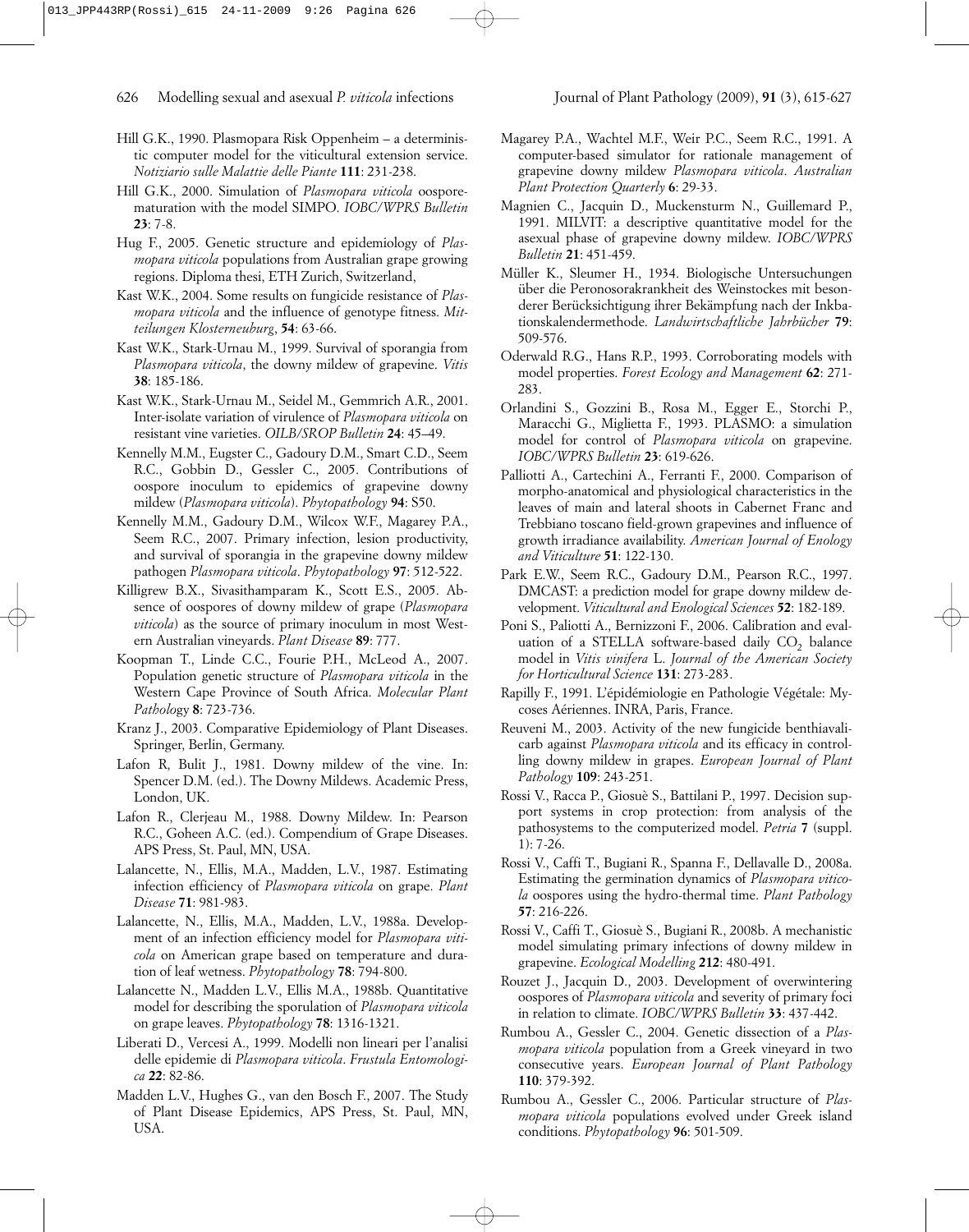Hill G.K., 1990. Plasmopara Risk Oppenheim – a deterministic computer model for the viticultural extension service. *Notiziario sulle Malattie delle Piante* **111**: 231-238.

Hill G.K., 2000. Simulation of *Plasmopara viticola* oosporematuration with the model SIMPO. *IOBC/WPRS Bulletin* **23**: 7-8.

Hug F., 2005. Genetic structure and epidemiology of *Plasmopara viticola* populations from Australian grape growing regions. Diploma thesi, ETH Zurich, Switzerland,

Kast W.K., 2004. Some results on fungicide resistance of *Plasmopara viticola* and the influence of genotype fitness. *Mitteilungen Klosterneuburg*, **54**: 63-66.

Kast W.K., Stark-Urnau M., 1999. Survival of sporangia from *Plasmopara viticola*, the downy mildew of grapevine. *Vitis* **38**: 185-186.

Kast W.K., Stark-Urnau M., Seidel M., Gemmrich A.R., 2001. Inter-isolate variation of virulence of *Plasmopara viticola* on resistant vine varieties. *OILB/SROP Bulletin* **24**: 45–49.

Kennelly M.M., Eugster C., Gadoury D.M., Smart C.D., Seem R.C., Gobbin D., Gessler C., 2005. Contributions of oospore inoculum to epidemics of grapevine downy mildew (*Plasmopara viticola*). *Phytopathology* **94**: S50.

Kennelly M.M., Gadoury D.M., Wilcox W.F., Magarey P.A., Seem R.C., 2007. Primary infection, lesion productivity, and survival of sporangia in the grapevine downy mildew pathogen *Plasmopara viticola*. *Phytopathology* **97**: 512-522.

Killigrew B.X., Sivasithamparam K., Scott E.S., 2005. Absence of oospores of downy mildew of grape (*Plasmopara viticola*) as the source of primary inoculum in most Western Australian vineyards. *Plant Disease* **89**: 777.

Koopman T., Linde C.C., Fourie P.H., McLeod A., 2007. Population genetic structure of *Plasmopara viticola* in the Western Cape Province of South Africa. *Molecular Plant Pathology* **8**: 723-736.

Kranz J., 2003. Comparative Epidemiology of Plant Diseases. Springer, Berlin, Germany.

Lafon R, Bulit J., 1981. Downy mildew of the vine. In: Spencer D.M. (ed.). The Downy Mildews. Academic Press, London, UK.

Lafon R., Clerjeau M., 1988. Downy Mildew. In: Pearson R.C., Goheen A.C. (ed.). Compendium of Grape Diseases. APS Press, St. Paul, MN, USA.

Lalancette, N., Ellis, M.A., Madden, L.V., 1987. Estimating infection efficiency of *Plasmopara viticola* on grape. *Plant Disease* **71**: 981-983.

Lalancette, N., Ellis, M.A., Madden, L.V., 1988a. Development of an infection efficiency model for *Plasmopara viticola* on American grape based on temperature and duration of leaf wetness. *Phytopathology* **78**: 794-800.

Lalancette N., Madden L.V., Ellis M.A., 1988b. Quantitative model for describing the sporulation of *Plasmopara viticola* on grape leaves. *Phytopathology* **78**: 1316-1321.

Liberati D., Vercesi A., 1999. Modelli non lineari per l'analisi delle epidemie di *Plasmopara viticola*. *Frustula Entomologica* **22**: 82-86.

Madden L.V., Hughes G., van den Bosch F., 2007. The Study of Plant Disease Epidemics, APS Press, St. Paul, MN, USA.

Magarey P.A., Wachtel M.F., Weir P.C., Seem R.C., 1991. A computer-based simulator for rationale management of grapevine downy mildew *Plasmopara viticola*. *Australian Plant Protection Quarterly* **6**: 29-33.

Magnien C., Jacquin D., Muckensturm N., Guillemard P., 1991. MILVIT: a descriptive quantitative model for the asexual phase of grapevine downy mildew. *IOBC/WPRS Bulletin* **21**: 451-459.

Müller K., Sleumer H., 1934. Biologische Untersuchungen über die Peronosorakrankheit des Weinstockes mit besonderer Berücksichtigung ihrer Bekämpfung nach der Inkbationskalendermethode. *Landwirtschaftliche Jahrbücher* **79**: 509-576.

Oderwald R.G., Hans R.P., 1993. Corroborating models with model properties. *Forest Ecology and Management* **62**: 271-283.

Orlandini S., Gozzini B., Rosa M., Egger E., Storchi P., Maracchi G., Miglietta F., 1993. PLASMO: a simulation model for control of *Plasmopara viticola* on grapevine. *IOBC/WPRS Bulletin* **23**: 619-626.

Palliotti A., Cartechini A., Ferranti F., 2000. Comparison of morpho-anatomical and physiological characteristics in the leaves of main and lateral shoots in Cabernet Franc and Trebbiano toscano field-grown grapevines and influence of growth irradiance availability. *American Journal of Enology and Viticulture* **51**: 122-130.

Park E.W., Seem R.C., Gadoury D.M., Pearson R.C., 1997. DMCAST: a prediction model for grape downy mildew development. *Viticultural and Enological Sciences* **52**: 182-189.

Poni S., Paliotti A., Bernizzoni F., 2006. Calibration and evaluation of a STELLA software-based daily $CO_2$ balance model in *Vitis vinifera* L. *Journal of the American Society for Horticultural Science* **131**: 273-283.

Rapilly F., 1991. L'épidémiologie en Pathologie Végétale: Mycoses Aériennes. INRA, Paris, France.

Reuveni M., 2003. Activity of the new fungicide benthiavalicarb against *Plasmopara viticola* and its efficacy in controlling downy mildew in grapes. *European Journal of Plant Pathology* **109**: 243-251.

Rossi V., Racca P., Giosuè S., Battilani P., 1997. Decision support systems in crop protection: from analysis of the pathosystems to the computerized model. *Petria* **7** (suppl. 1): 7-26.

Rossi V., Caffi T., Bugiani R., Spanna F., Dellavalle D., 2008a. Estimating the germination dynamics of *Plasmopara viticola* oospores using the hydro-thermal time. *Plant Pathology* **57**: 216-226.

Rossi V., Caffi T., Giosuè S., Bugiani R., 2008b. A mechanistic model simulating primary infections of downy mildew in grapevine. *Ecological Modelling* **212**: 480-491.

Rouzet J., Jacquin D., 2003. Development of overwintering oospores of *Plasmopara viticola* and severity of primary foci in relation to climate. *IOBC/WPRS Bulletin* **33**: 437-442.

Rumbou A., Gessler C., 2004. Genetic dissection of a *Plasmopara viticola* population from a Greek vineyard in two consecutive years. *European Journal of Plant Pathology* **110**: 379-392.

Rumbou A., Gessler C., 2006. Particular structure of *Plasmopara viticola* populations evolved under Greek island conditions. *Phytopathology* **96**: 501-509.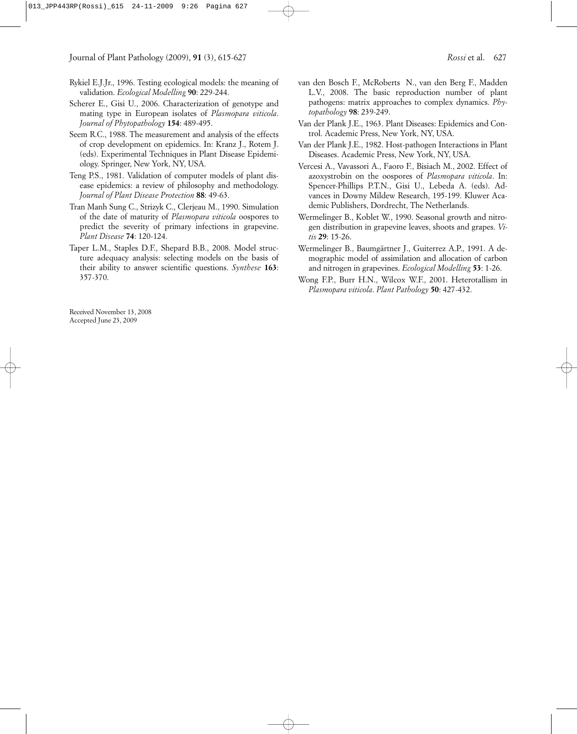Rykiel E.J.Jr., 1996. Testing ecological models: the meaning of validation. *Ecological Modelling* **90**: 229-244.

Scherer E., Gisi U., 2006. Characterization of genotype and mating type in European isolates of *Plasmopara viticola*. *Journal of Phytopathology* **154**: 489-495.

Seem R.C., 1988. The measurement and analysis of the effects of crop development on epidemics. In: Kranz J., Rotem J. (eds). Experimental Techniques in Plant Disease Epidemiology. Springer, New York, NY, USA.

Teng P.S., 1981. Validation of computer models of plant disease epidemics: a review of philosophy and methodology. *Journal of Plant Disease Protection* **88**: 49-63.

Tran Manh Sung C., Strizyk C., Clerjeau M., 1990. Simulation of the date of maturity of *Plasmopara viticola* oospores to predict the severity of primary infections in grapevine. *Plant Disease* **74**: 120-124.

Taper L.M., Staples D.F., Shepard B.B., 2008. Model structure adequacy analysis: selecting models on the basis of their ability to answer scientific questions. *Synthese* **163**: 357-370.

van den Bosch F., McRoberts N., van den Berg F., Madden L.V., 2008. The basic reproduction number of plant pathogens: matrix approaches to complex dynamics. *Phytopathology* **98**: 239-249.

Van der Plank J.E., 1963. Plant Diseases: Epidemics and Control. Academic Press, New York, NY, USA.

Van der Plank J.E., 1982. Host-pathogen Interactions in Plant Diseases. Academic Press, New York, NY, USA.

Vercesi A., Vavassori A., Faoro F., Bisiach M., 2002. Effect of azoxystrobin on the oospores of *Plasmopara viticola*. In: Spencer-Phillips P.T.N., Gisi U., Lebeda A. (eds). Advances in Downy Mildew Research, 195-199. Kluwer Academic Publishers, Dordrecht, The Netherlands.

Wermelinger B., Koblet W., 1990. Seasonal growth and nitrogen distribution in grapevine leaves, shoots and grapes. *Vitis* **29**: 15-26.

Wermelinger B., Baumgärtner J., Guiterrez A.P., 1991. A demographic model of assimilation and allocation of carbon and nitrogen in grapevines. *Ecological Modelling* **53**: 1-26.

Wong F.P., Burr H.N., Wilcox W.F., 2001. Heterotallism in *Plasmopara viticola*. *Plant Pathology* **50**: 427-432.

Received November 13, 2008
Accepted June 23, 2009